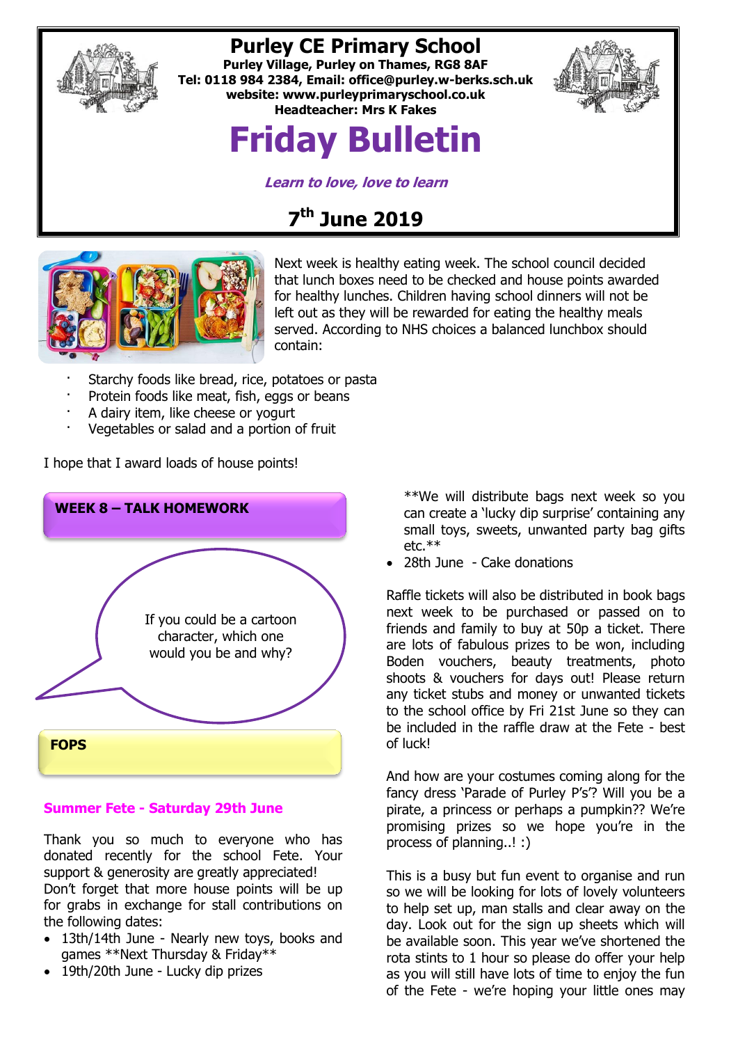# Purley CE Primary School

**Purley Village, Purley on Thames, RG8 8AF**
**Tel: 0118 984 2384, Email: office@purley.w-berks.sch.uk**
**website: www.purleyprimaryschool.co.uk**
**Headteacher: Mrs K Fakes**

# Friday Bulletin

***Learn to love, love to learn***

## 7th June 2019

Next week is healthy eating week. The school council decided that lunch boxes need to be checked and house points awarded for healthy lunches. Children having school dinners will not be left out as they will be rewarded for eating the healthy meals served. According to NHS choices a balanced lunchbox should contain:

- Starchy foods like bread, rice, potatoes or pasta
- Protein foods like meat, fish, eggs or beans
- A dairy item, like cheese or yogurt
- Vegetables or salad and a portion of fruit

I hope that I award loads of house points!

## WEEK 8 – TALK HOMEWORK

If you could be a cartoon character, which one would you be and why?

## FOPS

### Summer Fete - Saturday 29th June

Thank you so much to everyone who has donated recently for the school Fete. Your support & generosity are greatly appreciated! Don't forget that more house points will be up for grabs in exchange for stall contributions on the following dates:

- 13th/14th June - Nearly new toys, books and games **Next Thursday & Friday**
- 19th/20th June - Lucky dip prizes

  **We will distribute bags next week so you can create a 'lucky dip surprise' containing any small toys, sweets, unwanted party bag gifts etc.**
- 28th June - Cake donations

Raffle tickets will also be distributed in book bags next week to be purchased or passed on to friends and family to buy at 50p a ticket. There are lots of fabulous prizes to be won, including Boden vouchers, beauty treatments, photo shoots & vouchers for days out! Please return any ticket stubs and money or unwanted tickets to the school office by Fri 21st June so they can be included in the raffle draw at the Fete - best of luck!

And how are your costumes coming along for the fancy dress 'Parade of Purley P's'? Will you be a pirate, a princess or perhaps a pumpkin?? We're promising prizes so we hope you're in the process of planning..! :)

This is a busy but fun event to organise and run so we will be looking for lots of lovely volunteers to help set up, man stalls and clear away on the day. Look out for the sign up sheets which will be available soon. This year we've shortened the rota stints to 1 hour so please do offer your help as you will still have lots of time to enjoy the fun of the Fete - we're hoping your little ones may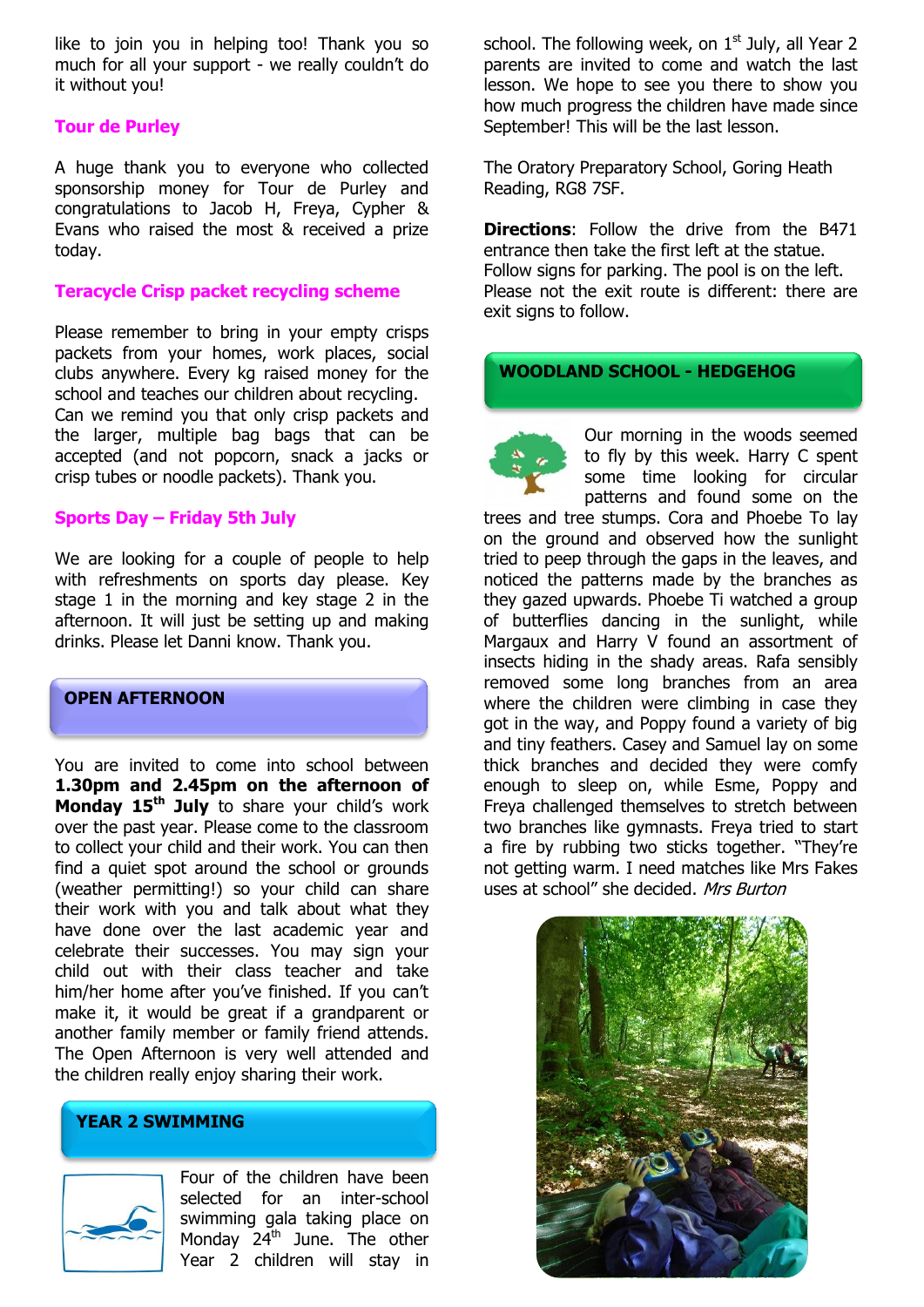like to join you in helping too! Thank you so much for all your support - we really couldn't do it without you!

## Tour de Purley

A huge thank you to everyone who collected sponsorship money for Tour de Purley and congratulations to Jacob H, Freya, Cypher & Evans who raised the most & received a prize today.

## Teracycle Crisp packet recycling scheme

Please remember to bring in your empty crisps packets from your homes, work places, social clubs anywhere. Every kg raised money for the school and teaches our children about recycling. Can we remind you that only crisp packets and the larger, multiple bag bags that can be accepted (and not popcorn, snack a jacks or crisp tubes or noodle packets). Thank you.

## Sports Day – Friday 5th July

We are looking for a couple of people to help with refreshments on sports day please. Key stage 1 in the morning and key stage 2 in the afternoon. It will just be setting up and making drinks. Please let Danni know. Thank you.

## OPEN AFTERNOON

You are invited to come into school between **1.30pm and 2.45pm on the afternoon of Monday 15th July** to share your child's work over the past year. Please come to the classroom to collect your child and their work. You can then find a quiet spot around the school or grounds (weather permitting!) so your child can share their work with you and talk about what they have done over the last academic year and celebrate their successes. You may sign your child out with their class teacher and take him/her home after you've finished. If you can't make it, it would be great if a grandparent or another family member or family friend attends. The Open Afternoon is very well attended and the children really enjoy sharing their work.

## YEAR 2 SWIMMING

Four of the children have been selected for an inter-school swimming gala taking place on Monday 24th June. The other Year 2 children will stay in school. The following week, on 1st July, all Year 2 parents are invited to come and watch the last lesson. We hope to see you there to show you how much progress the children have made since September! This will be the last lesson.

The Oratory Preparatory School, Goring Heath Reading, RG8 7SF.

**Directions**: Follow the drive from the B471 entrance then take the first left at the statue. Follow signs for parking. The pool is on the left. Please not the exit route is different: there are exit signs to follow.

## WOODLAND SCHOOL - HEDGEHOG

Our morning in the woods seemed to fly by this week. Harry C spent some time looking for circular patterns and found some on the trees and tree stumps. Cora and Phoebe To lay on the ground and observed how the sunlight tried to peep through the gaps in the leaves, and noticed the patterns made by the branches as they gazed upwards. Phoebe Ti watched a group of butterflies dancing in the sunlight, while Margaux and Harry V found an assortment of insects hiding in the shady areas. Rafa sensibly removed some long branches from an area where the children were climbing in case they got in the way, and Poppy found a variety of big and tiny feathers. Casey and Samuel lay on some thick branches and decided they were comfy enough to sleep on, while Esme, Poppy and Freya challenged themselves to stretch between two branches like gymnasts. Freya tried to start a fire by rubbing two sticks together. "They're not getting warm. I need matches like Mrs Fakes uses at school" she decided. *Mrs Burton*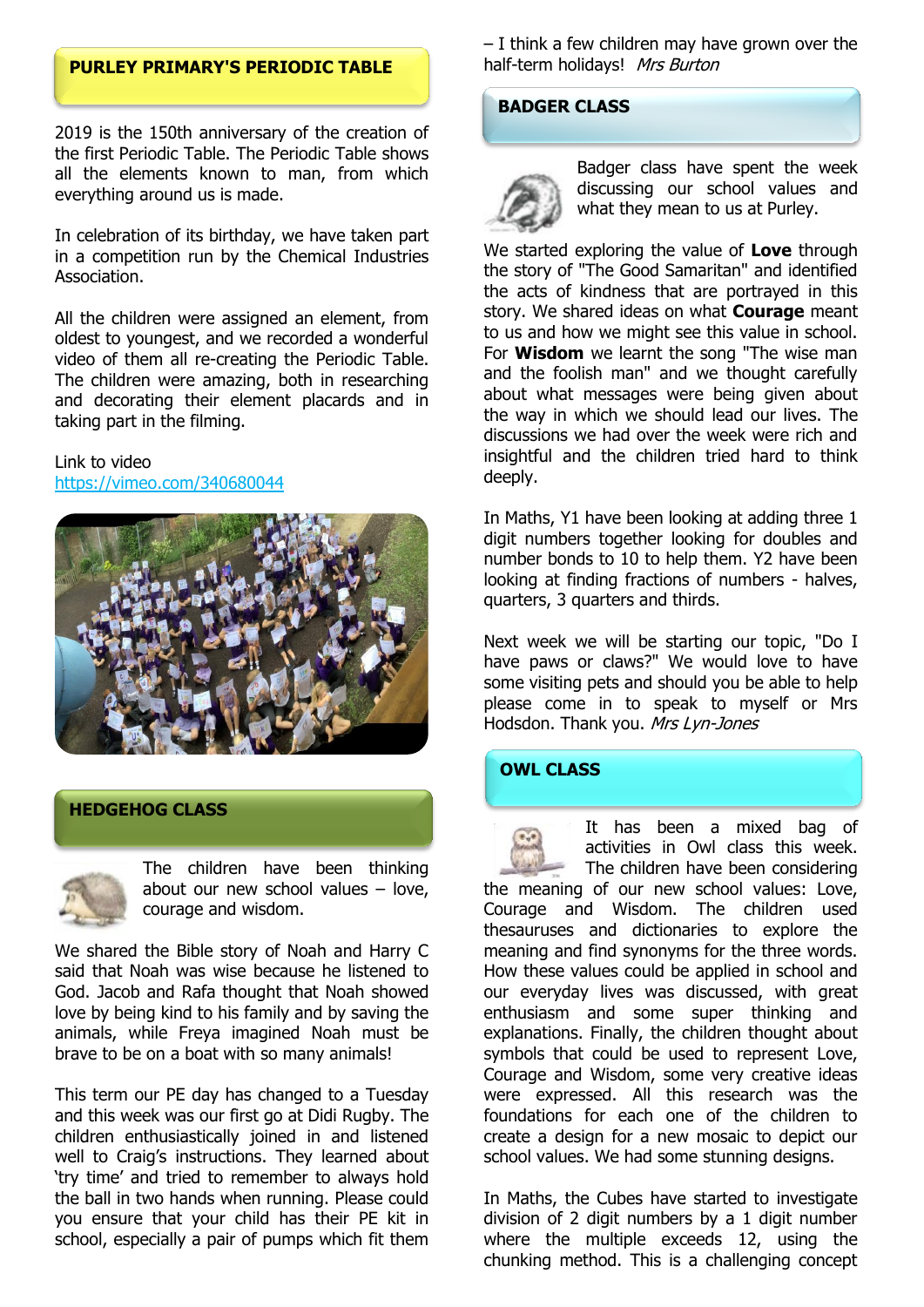## PURLEY PRIMARY'S PERIODIC TABLE

2019 is the 150th anniversary of the creation of the first Periodic Table. The Periodic Table shows all the elements known to man, from which everything around us is made.

In celebration of its birthday, we have taken part in a competition run by the Chemical Industries Association.

All the children were assigned an element, from oldest to youngest, and we recorded a wonderful video of them all re-creating the Periodic Table. The children were amazing, both in researching and decorating their element placards and in taking part in the filming.

Link to video
https://vimeo.com/340680044

## HEDGEHOG CLASS

The children have been thinking about our new school values – love, courage and wisdom.

We shared the Bible story of Noah and Harry C said that Noah was wise because he listened to God. Jacob and Rafa thought that Noah showed love by being kind to his family and by saving the animals, while Freya imagined Noah must be brave to be on a boat with so many animals!

This term our PE day has changed to a Tuesday and this week was our first go at Didi Rugby. The children enthusiastically joined in and listened well to Craig's instructions. They learned about 'try time' and tried to remember to always hold the ball in two hands when running. Please could you ensure that your child has their PE kit in school, especially a pair of pumps which fit them – I think a few children may have grown over the half-term holidays! *Mrs Burton*

## BADGER CLASS

Badger class have spent the week discussing our school values and what they mean to us at Purley.

We started exploring the value of **Love** through the story of "The Good Samaritan" and identified the acts of kindness that are portrayed in this story. We shared ideas on what **Courage** meant to us and how we might see this value in school. For **Wisdom** we learnt the song "The wise man and the foolish man" and we thought carefully about what messages were being given about the way in which we should lead our lives. The discussions we had over the week were rich and insightful and the children tried hard to think deeply.

In Maths, Y1 have been looking at adding three 1 digit numbers together looking for doubles and number bonds to 10 to help them. Y2 have been looking at finding fractions of numbers - halves, quarters, 3 quarters and thirds.

Next week we will be starting our topic, "Do I have paws or claws?" We would love to have some visiting pets and should you be able to help please come in to speak to myself or Mrs Hodsdon. Thank you. *Mrs Lyn-Jones*

## OWL CLASS

It has been a mixed bag of activities in Owl class this week. The children have been considering the meaning of our new school values: Love, Courage and Wisdom. The children used thesauruses and dictionaries to explore the meaning and find synonyms for the three words. How these values could be applied in school and our everyday lives was discussed, with great enthusiasm and some super thinking and explanations. Finally, the children thought about symbols that could be used to represent Love, Courage and Wisdom, some very creative ideas were expressed. All this research was the foundations for each one of the children to create a design for a new mosaic to depict our school values. We had some stunning designs.

In Maths, the Cubes have started to investigate division of 2 digit numbers by a 1 digit number where the multiple exceeds 12, using the chunking method. This is a challenging concept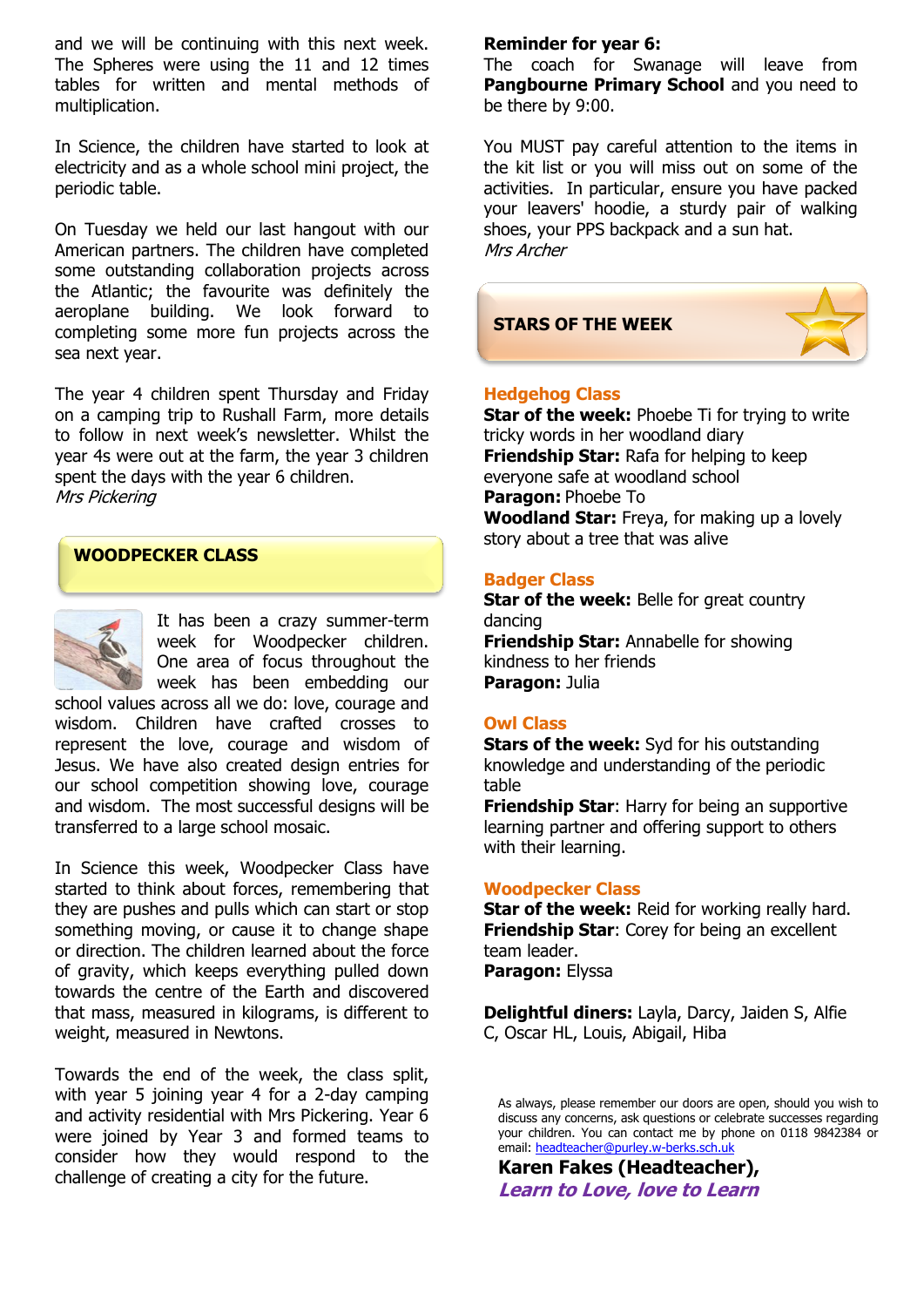and we will be continuing with this next week. The Spheres were using the 11 and 12 times tables for written and mental methods of multiplication.

In Science, the children have started to look at electricity and as a whole school mini project, the periodic table.

On Tuesday we held our last hangout with our American partners. The children have completed some outstanding collaboration projects across the Atlantic; the favourite was definitely the aeroplane building. We look forward to completing some more fun projects across the sea next year.

The year 4 children spent Thursday and Friday on a camping trip to Rushall Farm, more details to follow in next week's newsletter. Whilst the year 4s were out at the farm, the year 3 children spent the days with the year 6 children.
*Mrs Pickering*

## WOODPECKER CLASS

It has been a crazy summer-term week for Woodpecker children. One area of focus throughout the week has been embedding our school values across all we do: love, courage and wisdom. Children have crafted crosses to represent the love, courage and wisdom of Jesus. We have also created design entries for our school competition showing love, courage and wisdom. The most successful designs will be transferred to a large school mosaic.

In Science this week, Woodpecker Class have started to think about forces, remembering that they are pushes and pulls which can start or stop something moving, or cause it to change shape or direction. The children learned about the force of gravity, which keeps everything pulled down towards the centre of the Earth and discovered that mass, measured in kilograms, is different to weight, measured in Newtons.

Towards the end of the week, the class split, with year 5 joining year 4 for a 2-day camping and activity residential with Mrs Pickering. Year 6 were joined by Year 3 and formed teams to consider how they would respond to the challenge of creating a city for the future.

**Reminder for year 6:**
The coach for Swanage will leave from **Pangbourne Primary School** and you need to be there by 9:00.

You MUST pay careful attention to the items in the kit list or you will miss out on some of the activities. In particular, ensure you have packed your leavers' hoodie, a sturdy pair of walking shoes, your PPS backpack and a sun hat.
*Mrs Archer*

## STARS OF THE WEEK

### Hedgehog Class
**Star of the week:** Phoebe Ti for trying to write tricky words in her woodland diary
**Friendship Star:** Rafa for helping to keep everyone safe at woodland school
**Paragon:** Phoebe To
**Woodland Star:** Freya, for making up a lovely story about a tree that was alive

### Badger Class
**Star of the week:** Belle for great country dancing
**Friendship Star:** Annabelle for showing kindness to her friends
**Paragon:** Julia

### Owl Class
**Stars of the week:** Syd for his outstanding knowledge and understanding of the periodic table
**Friendship Star**: Harry for being an supportive learning partner and offering support to others with their learning.

### Woodpecker Class
**Star of the week:** Reid for working really hard.
**Friendship Star**: Corey for being an excellent team leader.
**Paragon:** Elyssa

**Delightful diners:** Layla, Darcy, Jaiden S, Alfie C, Oscar HL, Louis, Abigail, Hiba

As always, please remember our doors are open, should you wish to discuss any concerns, ask questions or celebrate successes regarding your children. You can contact me by phone on 0118 9842384 or email: headteacher@purley.w-berks.sch.uk

**Karen Fakes (Headteacher),**
***Learn to Love, love to Learn***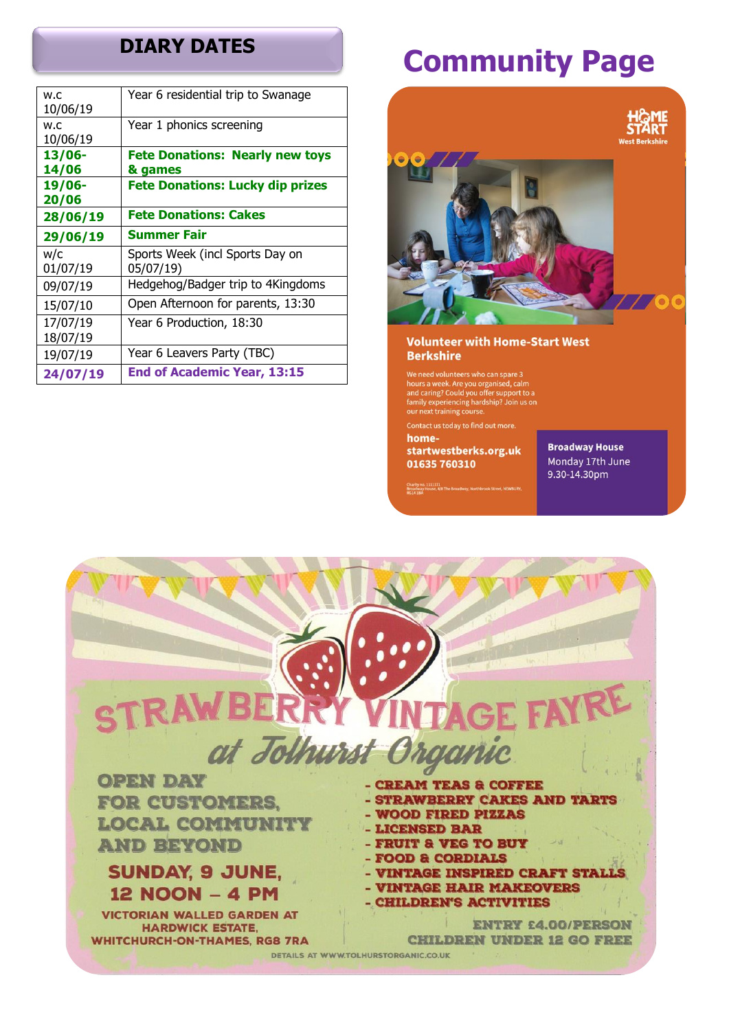## DIARY DATES

| | |
|---|---|
| w.c 10/06/19 | Year 6 residential trip to Swanage |
| w.c 10/06/19 | Year 1 phonics screening |
| **13/06-14/06** | **Fete Donations: Nearly new toys & games** |
| **19/06-20/06** | **Fete Donations: Lucky dip prizes** |
| **28/06/19** | **Fete Donations: Cakes** |
| **29/06/19** | **Summer Fair** |
| w/c 01/07/19 | Sports Week (incl Sports Day on 05/07/19) |
| 09/07/19 | Hedgehog/Badger trip to 4Kingdoms |
| 15/07/10 | Open Afternoon for parents, 13:30 |
| 17/07/19 18/07/19 | Year 6 Production, 18:30 |
| 19/07/19 | Year 6 Leavers Party (TBC) |
| **24/07/19** | **End of Academic Year, 13:15** |

# Community Page

HOME START West Berkshire

### Volunteer with Home-Start West Berkshire

We need volunteers who can spare 3 hours a week. Are you organised, calm and caring? Could you offer support to a family experiencing hardship? Join us on our next training course.

Contact us today to find out more.

**home-startwestberks.org.uk**
**01635 760310**

**Broadway House**
Monday 17th June
9.30-14.30pm

Charity no. 1111371
Broadway House, 4/8 The Broadway, Northbrook Street, NEWBURY, RG14 1BA

## STRAWBERRY VINTAGE FAYRE
*at Tolhurst Organic*

OPEN DAY
FOR CUSTOMERS,
LOCAL COMMUNITY
AND BEYOND

**SUNDAY, 9 JUNE,**
**12 NOON – 4 PM**

VICTORIAN WALLED GARDEN AT
HARDWICK ESTATE,
WHITCHURCH-ON-THAMES, RG8 7RA

- CREAM TEAS & COFFEE
- STRAWBERRY CAKES AND TARTS
- WOOD FIRED PIZZAS
- LICENSED BAR
- FRUIT & VEG TO BUY
- FOOD & CORDIALS
- VINTAGE INSPIRED CRAFT STALLS
- VINTAGE HAIR MAKEOVERS
- CHILDREN'S ACTIVITIES

ENTRY £4.00/PERSON
CHILDREN UNDER 12 GO FREE

DETAILS AT WWW.TOLHURSTORGANIC.CO.UK